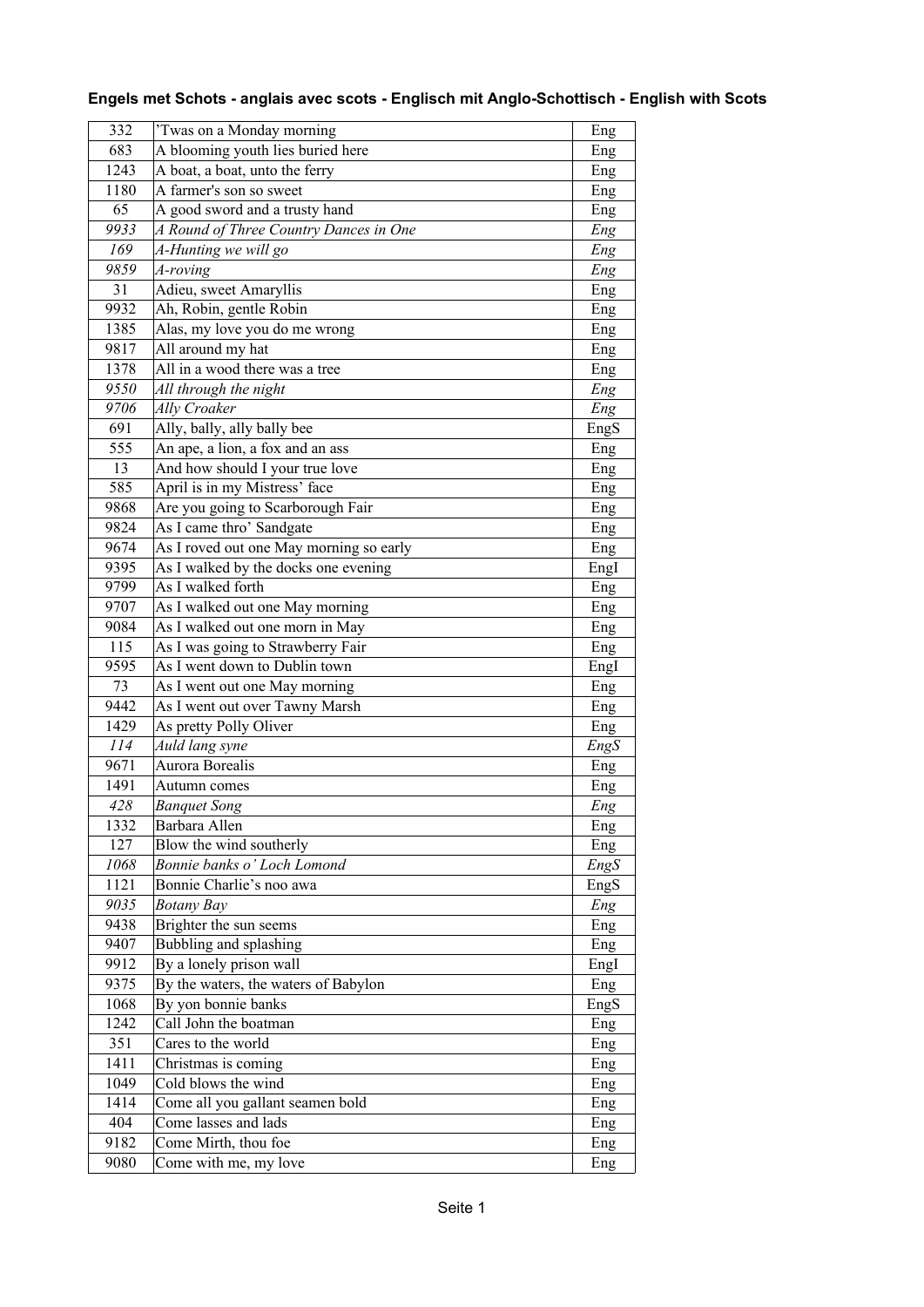**Engels met Schots - anglais avec scots - Englisch mit Anglo-Schottisch - English with Scots**

| | | |
|---|---|---|
| 332 | ’Twas on a Monday morning | Eng |
| 683 | A blooming youth lies buried here | Eng |
| 1243 | A boat, a boat, unto the ferry | Eng |
| 1180 | A farmer's son so sweet | Eng |
| 65 | A good sword and a trusty hand | Eng |
| *9933* | *A Round of Three Country Dances in One* | *Eng* |
| *169* | *A-Hunting we will go* | *Eng* |
| *9859* | *A-roving* | *Eng* |
| 31 | Adieu, sweet Amaryllis | Eng |
| 9932 | Ah, Robin, gentle Robin | Eng |
| 1385 | Alas, my love you do me wrong | Eng |
| 9817 | All around my hat | Eng |
| 1378 | All in a wood there was a tree | Eng |
| *9550* | *All through the night* | *Eng* |
| *9706* | *Ally Croaker* | *Eng* |
| 691 | Ally, bally, ally bally bee | EngS |
| 555 | An ape, a lion, a fox and an ass | Eng |
| 13 | And how should I your true love | Eng |
| 585 | April is in my Mistress’ face | Eng |
| 9868 | Are you going to Scarborough Fair | Eng |
| 9824 | As I came thro’ Sandgate | Eng |
| 9674 | As I roved out one May morning so early | Eng |
| 9395 | As I walked by the docks one evening | EngI |
| 9799 | As I walked forth | Eng |
| 9707 | As I walked out one May morning | Eng |
| 9084 | As I walked out one morn in May | Eng |
| 115 | As I was going to Strawberry Fair | Eng |
| 9595 | As I went down to Dublin town | EngI |
| 73 | As I went out one May morning | Eng |
| 9442 | As I went out over Tawny Marsh | Eng |
| 1429 | As pretty Polly Oliver | Eng |
| *114* | *Auld lang syne* | *EngS* |
| 9671 | Aurora Borealis | Eng |
| 1491 | Autumn comes | Eng |
| *428* | *Banquet Song* | *Eng* |
| 1332 | Barbara Allen | Eng |
| 127 | Blow the wind southerly | Eng |
| *1068* | *Bonnie banks o’ Loch Lomond* | *EngS* |
| 1121 | Bonnie Charlie’s noo awa | EngS |
| *9035* | *Botany Bay* | *Eng* |
| 9438 | Brighter the sun seems | Eng |
| 9407 | Bubbling and splashing | Eng |
| 9912 | By a lonely prison wall | EngI |
| 9375 | By the waters, the waters of Babylon | Eng |
| 1068 | By yon bonnie banks | EngS |
| 1242 | Call John the boatman | Eng |
| 351 | Cares to the world | Eng |
| 1411 | Christmas is coming | Eng |
| 1049 | Cold blows the wind | Eng |
| 1414 | Come all you gallant seamen bold | Eng |
| 404 | Come lasses and lads | Eng |
| 9182 | Come Mirth, thou foe | Eng |
| 9080 | Come with me, my love | Eng |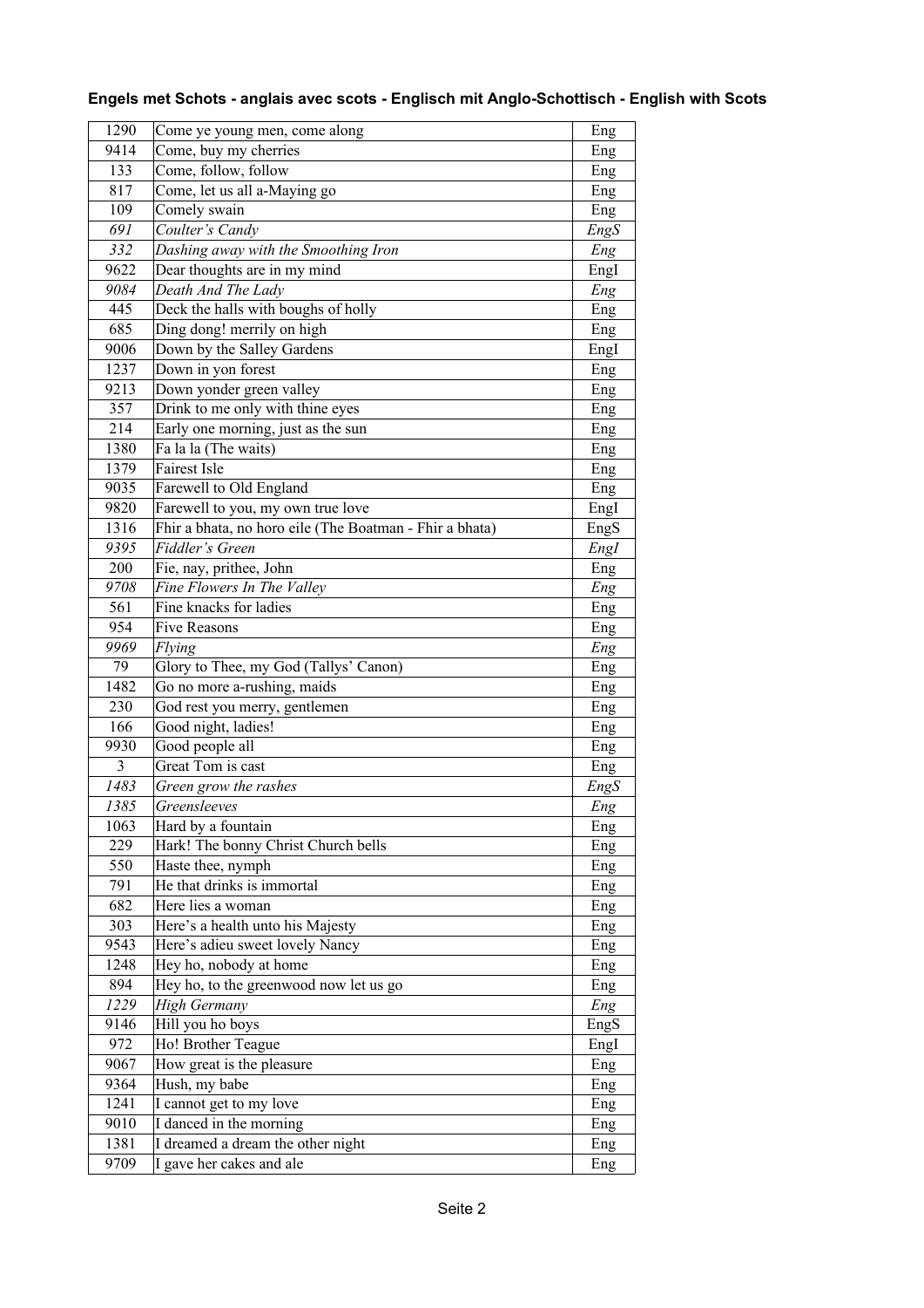**Engels met Schots - anglais avec scots - Englisch mit Anglo-Schottisch - English with Scots**

| | | |
|---|---|---|
| 1290 | Come ye young men, come along | Eng |
| 9414 | Come, buy my cherries | Eng |
| 133 | Come, follow, follow | Eng |
| 817 | Come, let us all a-Maying go | Eng |
| 109 | Comely swain | Eng |
| *691* | *Coulter's Candy* | *EngS* |
| *332* | *Dashing away with the Smoothing Iron* | *Eng* |
| 9622 | Dear thoughts are in my mind | EngI |
| *9084* | *Death And The Lady* | *Eng* |
| 445 | Deck the halls with boughs of holly | Eng |
| 685 | Ding dong! merrily on high | Eng |
| 9006 | Down by the Salley Gardens | EngI |
| 1237 | Down in yon forest | Eng |
| 9213 | Down yonder green valley | Eng |
| 357 | Drink to me only with thine eyes | Eng |
| 214 | Early one morning, just as the sun | Eng |
| 1380 | Fa la la (The waits) | Eng |
| 1379 | Fairest Isle | Eng |
| 9035 | Farewell to Old England | Eng |
| 9820 | Farewell to you, my own true love | EngI |
| 1316 | Fhir a bhata, no horo eile (The Boatman - Fhir a bhata) | EngS |
| *9395* | *Fiddler's Green* | *EngI* |
| 200 | Fie, nay, prithee, John | Eng |
| *9708* | *Fine Flowers In The Valley* | *Eng* |
| 561 | Fine knacks for ladies | Eng |
| 954 | Five Reasons | Eng |
| *9969* | *Flying* | *Eng* |
| 79 | Glory to Thee, my God (Tallys' Canon) | Eng |
| 1482 | Go no more a-rushing, maids | Eng |
| 230 | God rest you merry, gentlemen | Eng |
| 166 | Good night, ladies! | Eng |
| 9930 | Good people all | Eng |
| 3 | Great Tom is cast | Eng |
| *1483* | *Green grow the rashes* | *EngS* |
| *1385* | *Greensleeves* | *Eng* |
| 1063 | Hard by a fountain | Eng |
| 229 | Hark! The bonny Christ Church bells | Eng |
| 550 | Haste thee, nymph | Eng |
| 791 | He that drinks is immortal | Eng |
| 682 | Here lies a woman | Eng |
| 303 | Here's a health unto his Majesty | Eng |
| 9543 | Here's adieu sweet lovely Nancy | Eng |
| 1248 | Hey ho, nobody at home | Eng |
| 894 | Hey ho, to the greenwood now let us go | Eng |
| *1229* | *High Germany* | *Eng* |
| 9146 | Hill you ho boys | EngS |
| 972 | Ho! Brother Teague | EngI |
| 9067 | How great is the pleasure | Eng |
| 9364 | Hush, my babe | Eng |
| 1241 | I cannot get to my love | Eng |
| 9010 | I danced in the morning | Eng |
| 1381 | I dreamed a dream the other night | Eng |
| 9709 | I gave her cakes and ale | Eng |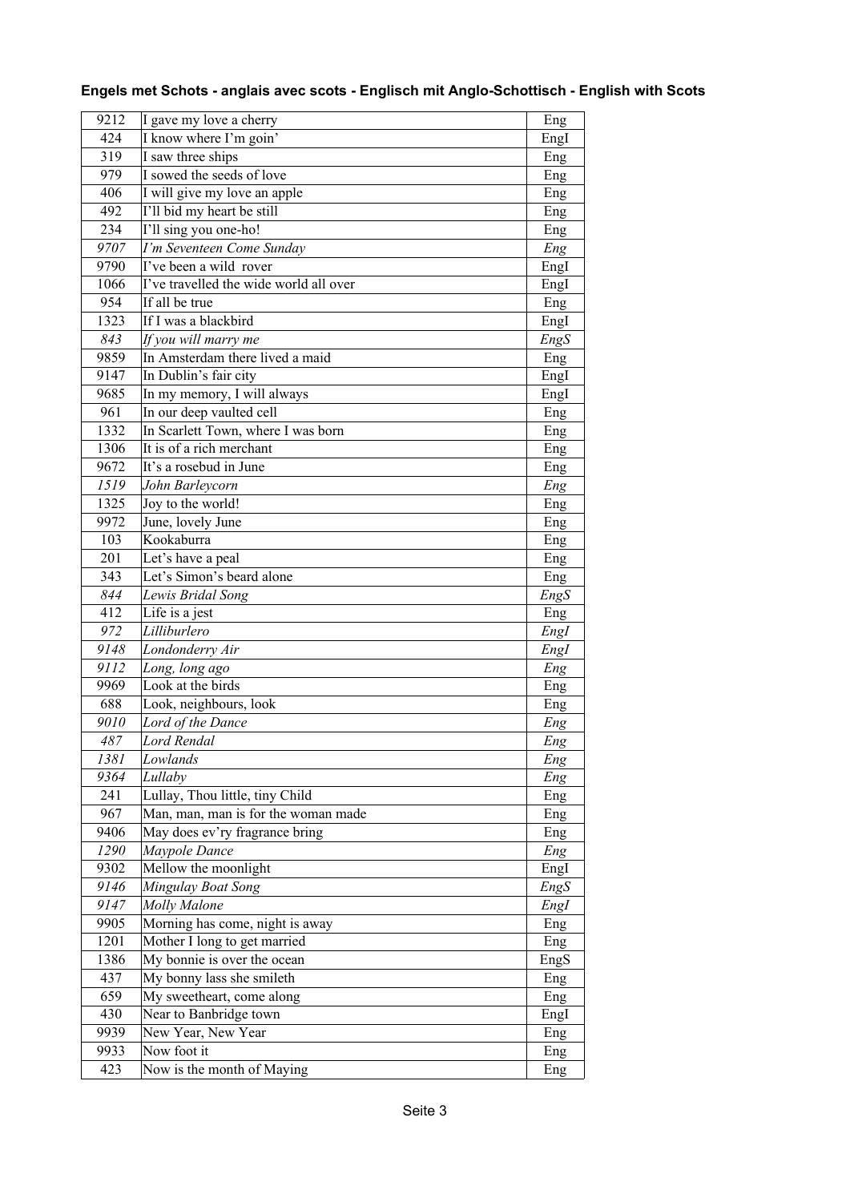**Engels met Schots - anglais avec scots - Englisch mit Anglo-Schottisch - English with Scots**

| | | |
|---|---|---|
| 9212 | I gave my love a cherry | Eng |
| 424 | I know where I'm goin' | EngI |
| 319 | I saw three ships | Eng |
| 979 | I sowed the seeds of love | Eng |
| 406 | I will give my love an apple | Eng |
| 492 | I'll bid my heart be still | Eng |
| 234 | I'll sing you one-ho! | Eng |
| *9707* | *I'm Seventeen Come Sunday* | *Eng* |
| 9790 | I've been a wild rover | EngI |
| 1066 | I've travelled the wide world all over | EngI |
| 954 | If all be true | Eng |
| 1323 | If I was a blackbird | EngI |
| *843* | *If you will marry me* | *EngS* |
| 9859 | In Amsterdam there lived a maid | Eng |
| 9147 | In Dublin's fair city | EngI |
| 9685 | In my memory, I will always | EngI |
| 961 | In our deep vaulted cell | Eng |
| 1332 | In Scarlett Town, where I was born | Eng |
| 1306 | It is of a rich merchant | Eng |
| 9672 | It's a rosebud in June | Eng |
| *1519* | *John Barleycorn* | *Eng* |
| 1325 | Joy to the world! | Eng |
| 9972 | June, lovely June | Eng |
| 103 | Kookaburra | Eng |
| 201 | Let's have a peal | Eng |
| 343 | Let's Simon's beard alone | Eng |
| *844* | *Lewis Bridal Song* | *EngS* |
| 412 | Life is a jest | Eng |
| *972* | *Lilliburlero* | *EngI* |
| *9148* | *Londonderry Air* | *EngI* |
| *9112* | *Long, long ago* | *Eng* |
| 9969 | Look at the birds | Eng |
| 688 | Look, neighbours, look | Eng |
| *9010* | *Lord of the Dance* | *Eng* |
| *487* | *Lord Rendal* | *Eng* |
| *1381* | *Lowlands* | *Eng* |
| *9364* | *Lullaby* | *Eng* |
| 241 | Lullay, Thou little, tiny Child | Eng |
| 967 | Man, man, man is for the woman made | Eng |
| 9406 | May does ev'ry fragrance bring | Eng |
| *1290* | *Maypole Dance* | *Eng* |
| 9302 | Mellow the moonlight | EngI |
| *9146* | *Mingulay Boat Song* | *EngS* |
| *9147* | *Molly Malone* | *EngI* |
| 9905 | Morning has come, night is away | Eng |
| 1201 | Mother I long to get married | Eng |
| 1386 | My bonnie is over the ocean | EngS |
| 437 | My bonny lass she smileth | Eng |
| 659 | My sweetheart, come along | Eng |
| 430 | Near to Banbridge town | EngI |
| 9939 | New Year, New Year | Eng |
| 9933 | Now foot it | Eng |
| 423 | Now is the month of Maying | Eng |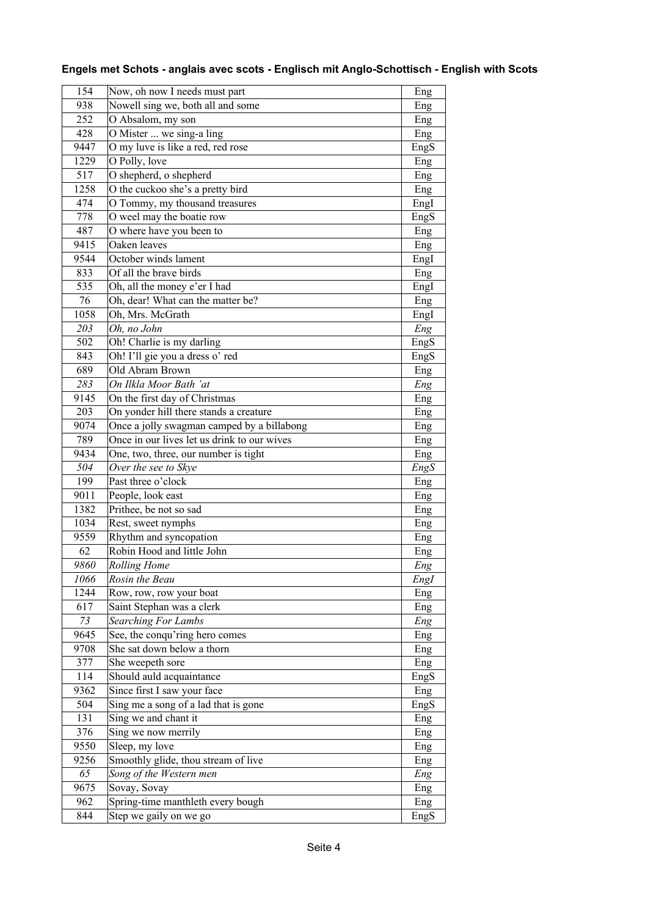**Engels met Schots - anglais avec scots - Englisch mit Anglo-Schottisch - English with Scots**

| | | |
|---|---|---|
| 154 | Now, oh now I needs must part | Eng |
| 938 | Nowell sing we, both all and some | Eng |
| 252 | O Absalom, my son | Eng |
| 428 | O Mister ... we sing-a ling | Eng |
| 9447 | O my luve is like a red, red rose | EngS |
| 1229 | O Polly, love | Eng |
| 517 | O shepherd, o shepherd | Eng |
| 1258 | O the cuckoo she's a pretty bird | Eng |
| 474 | O Tommy, my thousand treasures | EngI |
| 778 | O weel may the boatie row | EngS |
| 487 | O where have you been to | Eng |
| 9415 | Oaken leaves | Eng |
| 9544 | October winds lament | EngI |
| 833 | Of all the brave birds | Eng |
| 535 | Oh, all the money e'er I had | EngI |
| 76 | Oh, dear! What can the matter be? | Eng |
| 1058 | Oh, Mrs. McGrath | EngI |
| *203* | *Oh, no John* | *Eng* |
| 502 | Oh! Charlie is my darling | EngS |
| 843 | Oh! I'll gie you a dress o' red | EngS |
| 689 | Old Abram Brown | Eng |
| *283* | *On Ilkla Moor Bath 'at* | *Eng* |
| 9145 | On the first day of Christmas | Eng |
| 203 | On yonder hill there stands a creature | Eng |
| 9074 | Once a jolly swagman camped by a billabong | Eng |
| 789 | Once in our lives let us drink to our wives | Eng |
| 9434 | One, two, three, our number is tight | Eng |
| *504* | *Over the see to Skye* | *EngS* |
| 199 | Past three o'clock | Eng |
| 9011 | People, look east | Eng |
| 1382 | Prithee, be not so sad | Eng |
| 1034 | Rest, sweet nymphs | Eng |
| 9559 | Rhythm and syncopation | Eng |
| 62 | Robin Hood and little John | Eng |
| *9860* | *Rolling Home* | *Eng* |
| *1066* | *Rosin the Beau* | *EngI* |
| 1244 | Row, row, row your boat | Eng |
| 617 | Saint Stephan was a clerk | Eng |
| *73* | *Searching For Lambs* | *Eng* |
| 9645 | See, the conqu'ring hero comes | Eng |
| 9708 | She sat down below a thorn | Eng |
| 377 | She weepeth sore | Eng |
| 114 | Should auld acquaintance | EngS |
| 9362 | Since first I saw your face | Eng |
| 504 | Sing me a song of a lad that is gone | EngS |
| 131 | Sing we and chant it | Eng |
| 376 | Sing we now merrily | Eng |
| 9550 | Sleep, my love | Eng |
| 9256 | Smoothly glide, thou stream of live | Eng |
| *65* | *Song of the Western men* | *Eng* |
| 9675 | Sovay, Sovay | Eng |
| 962 | Spring-time manthleth every bough | Eng |
| 844 | Step we gaily on we go | EngS |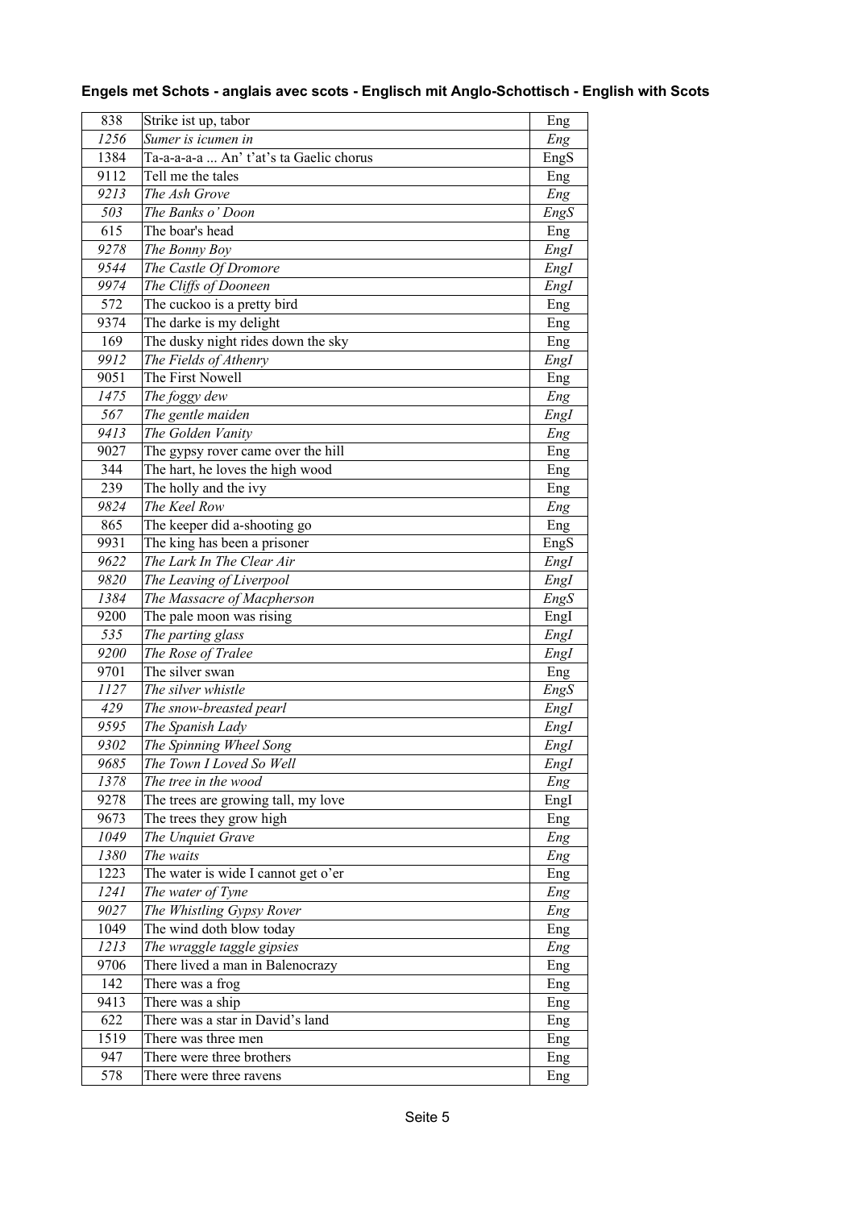**Engels met Schots - anglais avec scots - Englisch mit Anglo-Schottisch - English with Scots**

| | | |
|---|---|---|
| 838 | Strike ist up, tabor | Eng |
| *1256* | *Sumer is icumen in* | *Eng* |
| 1384 | Ta-a-a-a-a ... An' t'at's ta Gaelic chorus | EngS |
| 9112 | Tell me the tales | Eng |
| *9213* | *The Ash Grove* | *Eng* |
| *503* | *The Banks o' Doon* | *EngS* |
| 615 | The boar's head | Eng |
| *9278* | *The Bonny Boy* | *EngI* |
| *9544* | *The Castle Of Dromore* | *EngI* |
| *9974* | *The Cliffs of Dooneen* | *EngI* |
| 572 | The cuckoo is a pretty bird | Eng |
| 9374 | The darke is my delight | Eng |
| 169 | The dusky night rides down the sky | Eng |
| *9912* | *The Fields of Athenry* | *EngI* |
| 9051 | The First Nowell | Eng |
| *1475* | *The foggy dew* | *Eng* |
| *567* | *The gentle maiden* | *EngI* |
| *9413* | *The Golden Vanity* | *Eng* |
| 9027 | The gypsy rover came over the hill | Eng |
| 344 | The hart, he loves the high wood | Eng |
| 239 | The holly and the ivy | Eng |
| *9824* | *The Keel Row* | *Eng* |
| 865 | The keeper did a-shooting go | Eng |
| 9931 | The king has been a prisoner | EngS |
| *9622* | *The Lark In The Clear Air* | *EngI* |
| *9820* | *The Leaving of Liverpool* | *EngI* |
| *1384* | *The Massacre of Macpherson* | *EngS* |
| 9200 | The pale moon was rising | EngI |
| *535* | *The parting glass* | *EngI* |
| *9200* | *The Rose of Tralee* | *EngI* |
| 9701 | The silver swan | Eng |
| *1127* | *The silver whistle* | *EngS* |
| *429* | *The snow-breasted pearl* | *EngI* |
| *9595* | *The Spanish Lady* | *EngI* |
| *9302* | *The Spinning Wheel Song* | *EngI* |
| *9685* | *The Town I Loved So Well* | *EngI* |
| *1378* | *The tree in the wood* | *Eng* |
| 9278 | The trees are growing tall, my love | EngI |
| 9673 | The trees they grow high | Eng |
| *1049* | *The Unquiet Grave* | *Eng* |
| *1380* | *The waits* | *Eng* |
| 1223 | The water is wide I cannot get o'er | Eng |
| *1241* | *The water of Tyne* | *Eng* |
| *9027* | *The Whistling Gypsy Rover* | *Eng* |
| 1049 | The wind doth blow today | Eng |
| *1213* | *The wraggle taggle gipsies* | *Eng* |
| 9706 | There lived a man in Balenocrazy | Eng |
| 142 | There was a frog | Eng |
| 9413 | There was a ship | Eng |
| 622 | There was a star in David's land | Eng |
| 1519 | There was three men | Eng |
| 947 | There were three brothers | Eng |
| 578 | There were three ravens | Eng |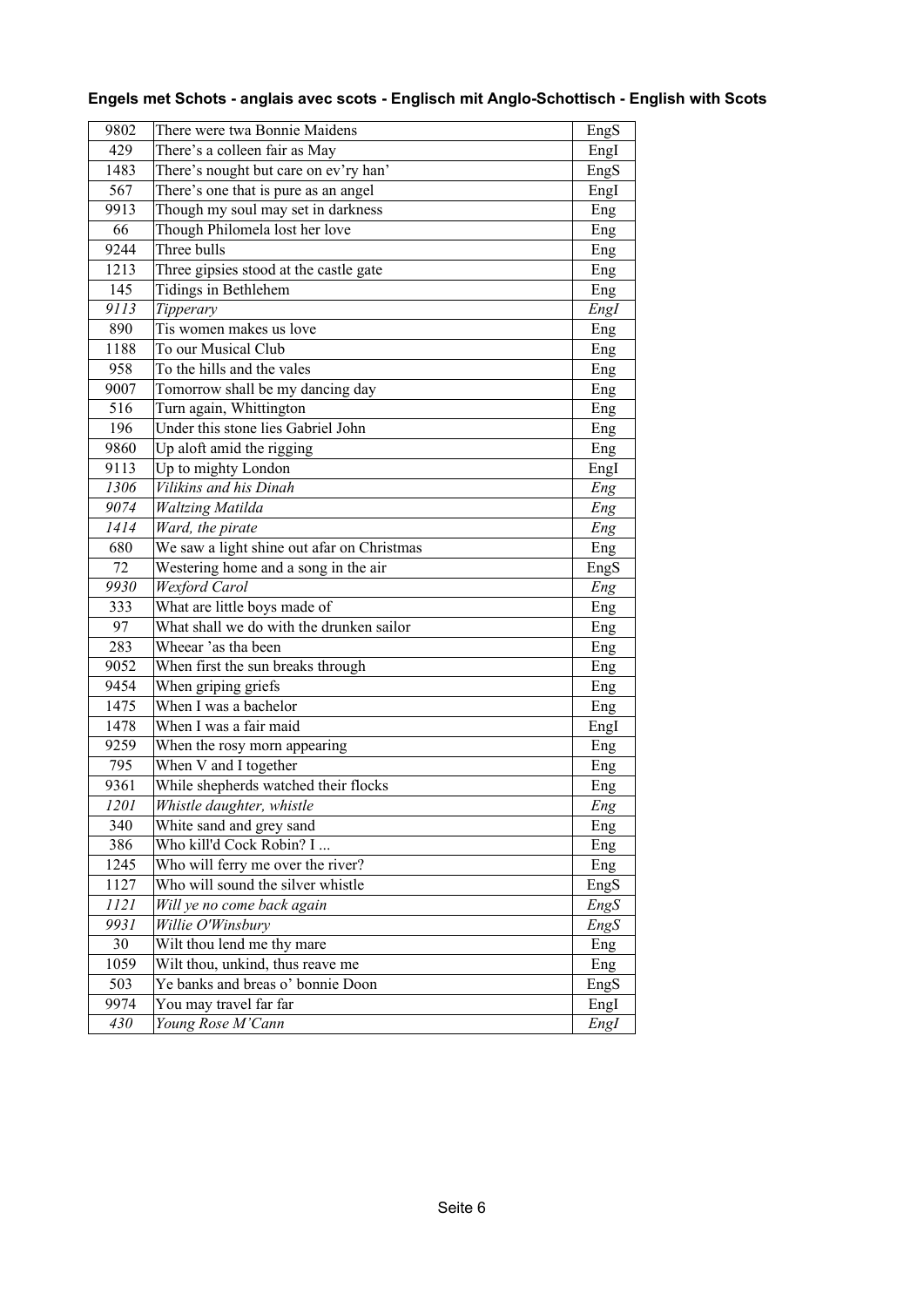**Engels met Schots - anglais avec scots - Englisch mit Anglo-Schottisch - English with Scots**

| | | |
|---|---|---|
| 9802 | There were twa Bonnie Maidens | EngS |
| 429 | There's a colleen fair as May | EngI |
| 1483 | There's nought but care on ev'ry han' | EngS |
| 567 | There's one that is pure as an angel | EngI |
| 9913 | Though my soul may set in darkness | Eng |
| 66 | Though Philomela lost her love | Eng |
| 9244 | Three bulls | Eng |
| 1213 | Three gipsies stood at the castle gate | Eng |
| 145 | Tidings in Bethlehem | Eng |
| *9113* | *Tipperary* | *EngI* |
| 890 | Tis women makes us love | Eng |
| 1188 | To our Musical Club | Eng |
| 958 | To the hills and the vales | Eng |
| 9007 | Tomorrow shall be my dancing day | Eng |
| 516 | Turn again, Whittington | Eng |
| 196 | Under this stone lies Gabriel John | Eng |
| 9860 | Up aloft amid the rigging | Eng |
| 9113 | Up to mighty London | EngI |
| *1306* | *Vilikins and his Dinah* | *Eng* |
| *9074* | *Waltzing Matilda* | *Eng* |
| *1414* | *Ward, the pirate* | *Eng* |
| 680 | We saw a light shine out afar on Christmas | Eng |
| 72 | Westering home and a song in the air | EngS |
| *9930* | *Wexford Carol* | *Eng* |
| 333 | What are little boys made of | Eng |
| 97 | What shall we do with the drunken sailor | Eng |
| 283 | Wheear 'as tha been | Eng |
| 9052 | When first the sun breaks through | Eng |
| 9454 | When griping griefs | Eng |
| 1475 | When I was a bachelor | Eng |
| 1478 | When I was a fair maid | EngI |
| 9259 | When the rosy morn appearing | Eng |
| 795 | When V and I together | Eng |
| 9361 | While shepherds watched their flocks | Eng |
| *1201* | *Whistle daughter, whistle* | *Eng* |
| 340 | White sand and grey sand | Eng |
| 386 | Who kill'd Cock Robin? I ... | Eng |
| 1245 | Who will ferry me over the river? | Eng |
| 1127 | Who will sound the silver whistle | EngS |
| *1121* | *Will ye no come back again* | *EngS* |
| *9931* | *Willie O'Winsbury* | *EngS* |
| 30 | Wilt thou lend me thy mare | Eng |
| 1059 | Wilt thou, unkind, thus reave me | Eng |
| 503 | Ye banks and breas o' bonnie Doon | EngS |
| 9974 | You may travel far far | EngI |
| *430* | *Young Rose M'Cann* | *EngI* |